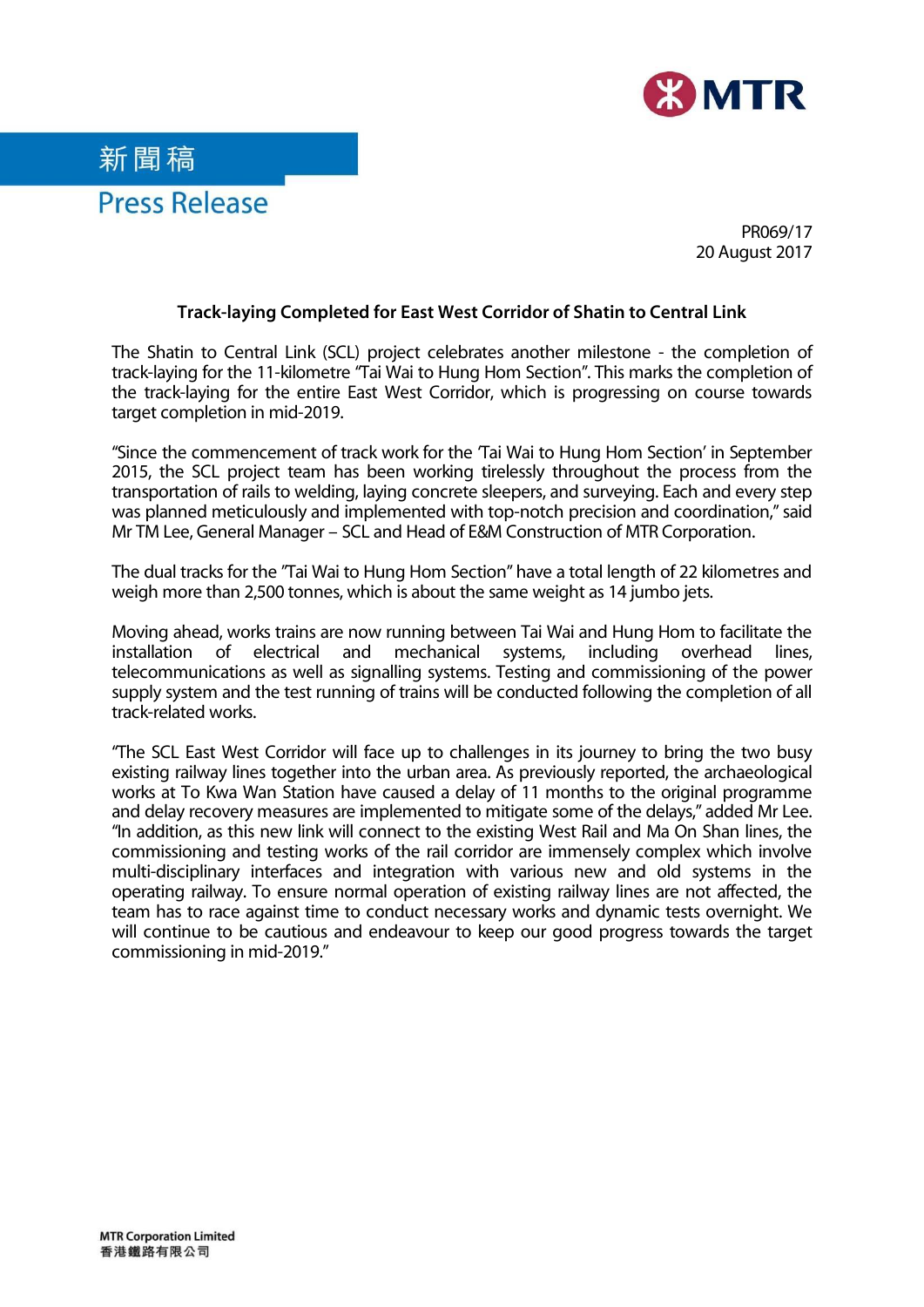新聞稿

Press Release

PR069/17
20 August 2017

### Track-laying Completed for East West Corridor of Shatin to Central Link

The Shatin to Central Link (SCL) project celebrates another milestone - the completion of track-laying for the 11-kilometre "Tai Wai to Hung Hom Section". This marks the completion of the track-laying for the entire East West Corridor, which is progressing on course towards target completion in mid-2019.

"Since the commencement of track work for the 'Tai Wai to Hung Hom Section' in September 2015, the SCL project team has been working tirelessly throughout the process from the transportation of rails to welding, laying concrete sleepers, and surveying. Each and every step was planned meticulously and implemented with top-notch precision and coordination," said Mr TM Lee, General Manager – SCL and Head of E&M Construction of MTR Corporation.

The dual tracks for the "Tai Wai to Hung Hom Section" have a total length of 22 kilometres and weigh more than 2,500 tonnes, which is about the same weight as 14 jumbo jets.

Moving ahead, works trains are now running between Tai Wai and Hung Hom to facilitate the installation of electrical and mechanical systems, including overhead lines, telecommunications as well as signalling systems. Testing and commissioning of the power supply system and the test running of trains will be conducted following the completion of all track-related works.

"The SCL East West Corridor will face up to challenges in its journey to bring the two busy existing railway lines together into the urban area. As previously reported, the archaeological works at To Kwa Wan Station have caused a delay of 11 months to the original programme and delay recovery measures are implemented to mitigate some of the delays," added Mr Lee. "In addition, as this new link will connect to the existing West Rail and Ma On Shan lines, the commissioning and testing works of the rail corridor are immensely complex which involve multi-disciplinary interfaces and integration with various new and old systems in the operating railway. To ensure normal operation of existing railway lines are not affected, the team has to race against time to conduct necessary works and dynamic tests overnight. We will continue to be cautious and endeavour to keep our good progress towards the target commissioning in mid-2019."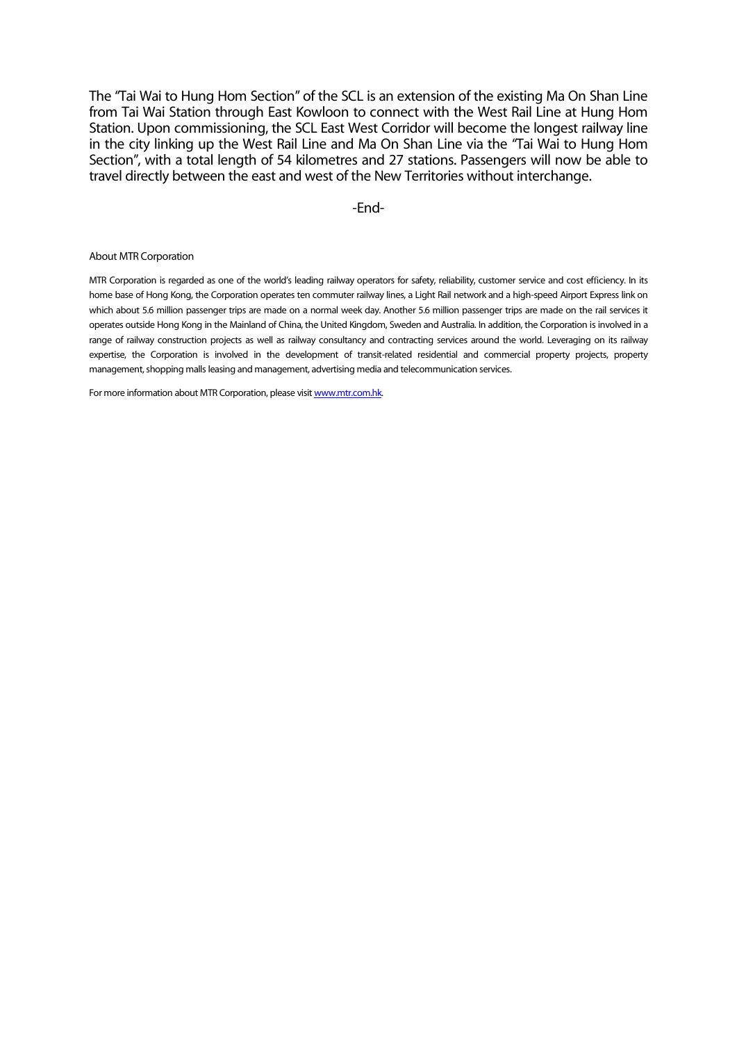The "Tai Wai to Hung Hom Section" of the SCL is an extension of the existing Ma On Shan Line from Tai Wai Station through East Kowloon to connect with the West Rail Line at Hung Hom Station. Upon commissioning, the SCL East West Corridor will become the longest railway line in the city linking up the West Rail Line and Ma On Shan Line via the "Tai Wai to Hung Hom Section", with a total length of 54 kilometres and 27 stations. Passengers will now be able to travel directly between the east and west of the New Territories without interchange.

-End-

About MTR Corporation

MTR Corporation is regarded as one of the world's leading railway operators for safety, reliability, customer service and cost efficiency. In its home base of Hong Kong, the Corporation operates ten commuter railway lines, a Light Rail network and a high-speed Airport Express link on which about 5.6 million passenger trips are made on a normal week day. Another 5.6 million passenger trips are made on the rail services it operates outside Hong Kong in the Mainland of China, the United Kingdom, Sweden and Australia. In addition, the Corporation is involved in a range of railway construction projects as well as railway consultancy and contracting services around the world. Leveraging on its railway expertise, the Corporation is involved in the development of transit-related residential and commercial property projects, property management, shopping malls leasing and management, advertising media and telecommunication services.

For more information about MTR Corporation, please visit [www.mtr.com.hk](www.mtr.com.hk).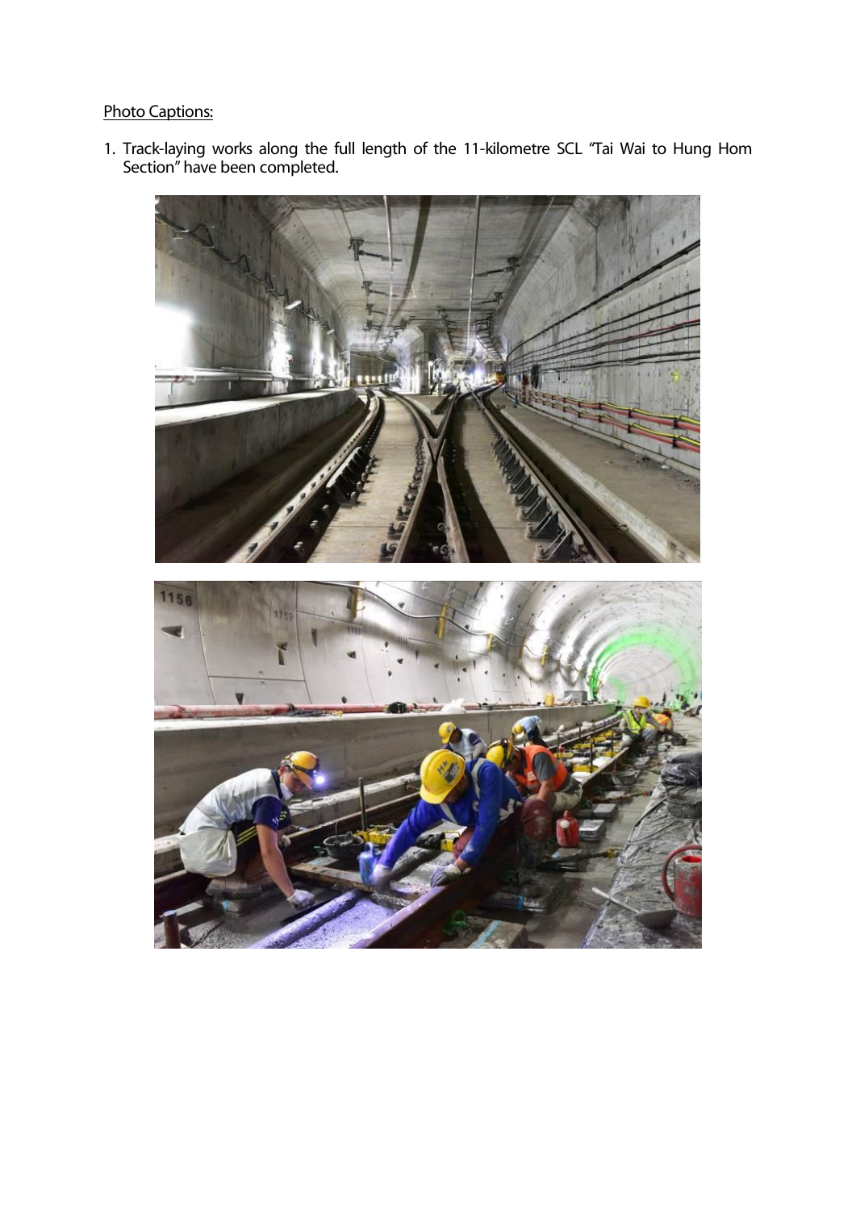Photo Captions:

1. Track-laying works along the full length of the 11-kilometre SCL "Tai Wai to Hung Hom Section" have been completed.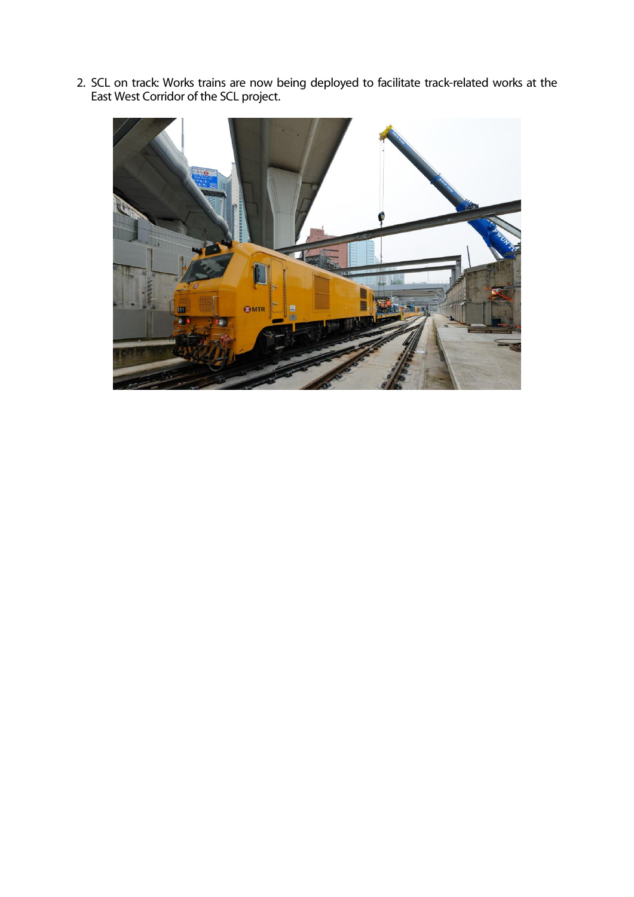2. SCL on track: Works trains are now being deployed to facilitate track-related works at the East West Corridor of the SCL project.